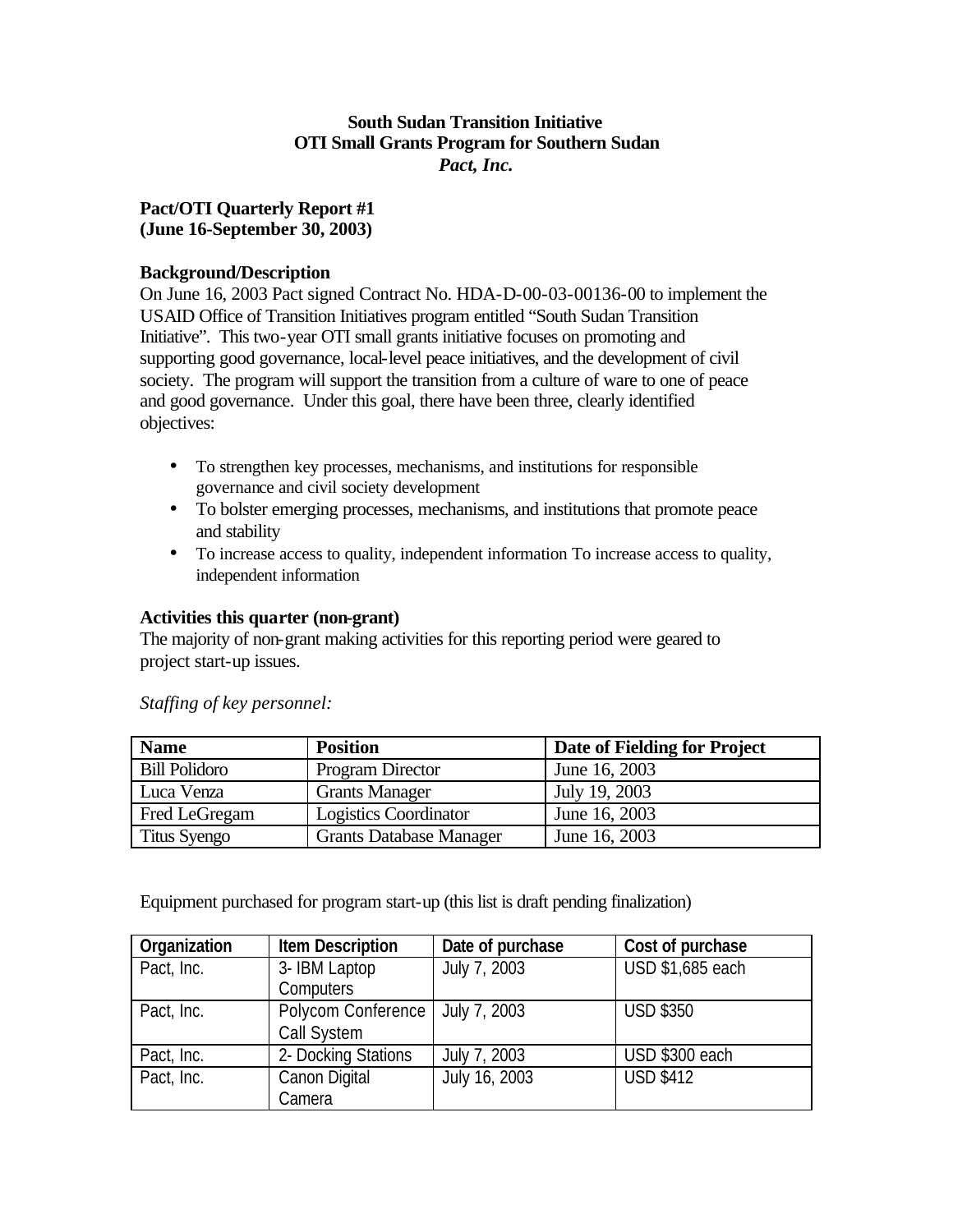**South Sudan Transition Initiative**
**OTI Small Grants Program for Southern Sudan**
***Pact, Inc.***

**Pact/OTI Quarterly Report #1**
**(June 16-September 30, 2003)**

**Background/Description**

On June 16, 2003 Pact signed Contract No. HDA-D-00-03-00136-00 to implement the USAID Office of Transition Initiatives program entitled "South Sudan Transition Initiative". This two-year OTI small grants initiative focuses on promoting and supporting good governance, local-level peace initiatives, and the development of civil society. The program will support the transition from a culture of ware to one of peace and good governance. Under this goal, there have been three, clearly identified objectives:

- To strengthen key processes, mechanisms, and institutions for responsible governance and civil society development
- To bolster emerging processes, mechanisms, and institutions that promote peace and stability
- To increase access to quality, independent information To increase access to quality, independent information

**Activities this quarter (non-grant)**

The majority of non-grant making activities for this reporting period were geared to project start-up issues.

*Staffing of key personnel:*

| Name | Position | Date of Fielding for Project |
|---|---|---|
| Bill Polidoro | Program Director | June 16, 2003 |
| Luca Venza | Grants Manager | July 19, 2003 |
| Fred LeGregam | Logistics Coordinator | June 16, 2003 |
| Titus Syengo | Grants Database Manager | June 16, 2003 |

Equipment purchased for program start-up (this list is draft pending finalization)

| Organization | Item Description | Date of purchase | Cost of purchase |
|---|---|---|---|
| Pact, Inc. | 3- IBM Laptop Computers | July 7, 2003 | USD $1,685 each |
| Pact, Inc. | Polycom Conference Call System | July 7, 2003 | USD $350 |
| Pact, Inc. | 2- Docking Stations | July 7, 2003 | USD $300 each |
| Pact, Inc. | Canon Digital Camera | July 16, 2003 | USD $412 |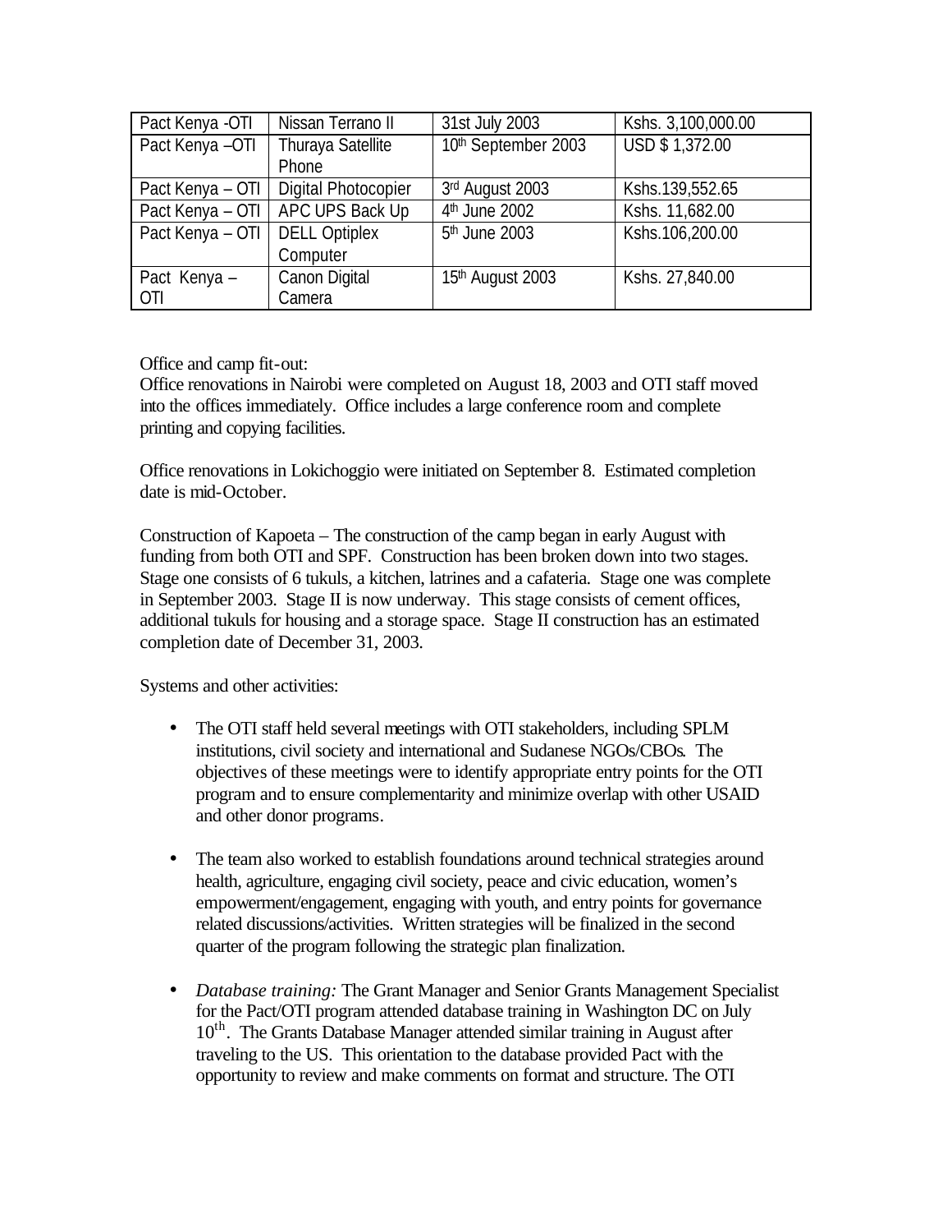| Pact Kenya -OTI | Nissan Terrano II | 31st July 2003 | Kshs. 3,100,000.00 |
|---|---|---|---|
| Pact Kenya –OTI | Thuraya Satellite Phone | 10th September 2003 | USD $ 1,372.00 |
| Pact Kenya – OTI | Digital Photocopier | 3rd August 2003 | Kshs.139,552.65 |
| Pact Kenya – OTI | APC UPS Back Up | 4th June 2002 | Kshs. 11,682.00 |
| Pact Kenya – OTI | DELL Optiplex Computer | 5th June 2003 | Kshs.106,200.00 |
| Pact Kenya – OTI | Canon Digital Camera | 15th August 2003 | Kshs. 27,840.00 |

Office and camp fit-out:
Office renovations in Nairobi were completed on August 18, 2003 and OTI staff moved into the offices immediately. Office includes a large conference room and complete printing and copying facilities.

Office renovations in Lokichoggio were initiated on September 8. Estimated completion date is mid-October.

Construction of Kapoeta – The construction of the camp began in early August with funding from both OTI and SPF. Construction has been broken down into two stages. Stage one consists of 6 tukuls, a kitchen, latrines and a cafateria. Stage one was complete in September 2003. Stage II is now underway. This stage consists of cement offices, additional tukuls for housing and a storage space. Stage II construction has an estimated completion date of December 31, 2003.

Systems and other activities:

- The OTI staff held several meetings with OTI stakeholders, including SPLM institutions, civil society and international and Sudanese NGOs/CBOs. The objectives of these meetings were to identify appropriate entry points for the OTI program and to ensure complementarity and minimize overlap with other USAID and other donor programs.

- The team also worked to establish foundations around technical strategies around health, agriculture, engaging civil society, peace and civic education, women's empowerment/engagement, engaging with youth, and entry points for governance related discussions/activities. Written strategies will be finalized in the second quarter of the program following the strategic plan finalization.

- *Database training:* The Grant Manager and Senior Grants Management Specialist for the Pact/OTI program attended database training in Washington DC on July 10th. The Grants Database Manager attended similar training in August after traveling to the US. This orientation to the database provided Pact with the opportunity to review and make comments on format and structure. The OTI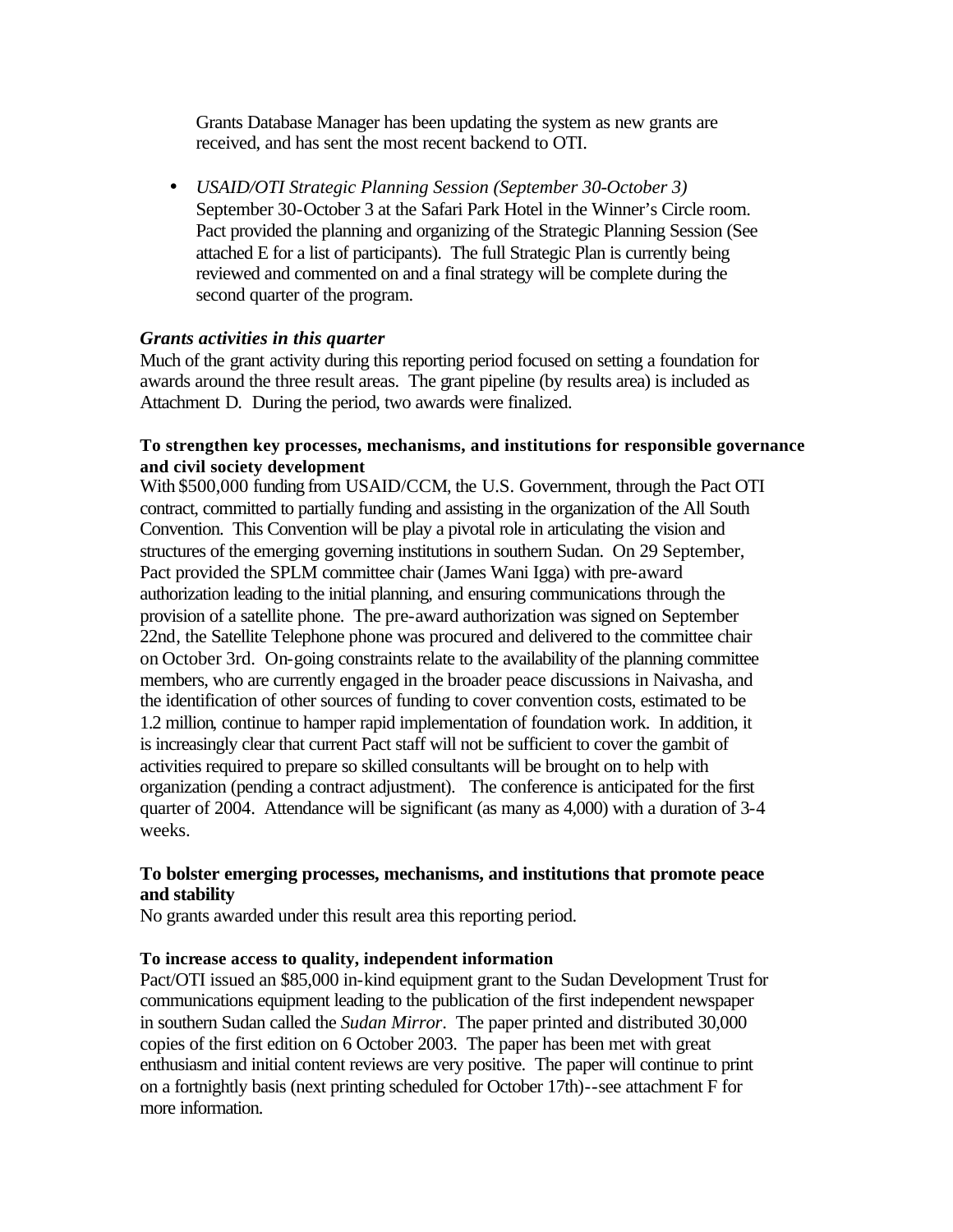Grants Database Manager has been updating the system as new grants are received, and has sent the most recent backend to OTI.

- *USAID/OTI Strategic Planning Session (September 30-October 3)* September 30-October 3 at the Safari Park Hotel in the Winner's Circle room. Pact provided the planning and organizing of the Strategic Planning Session (See attached E for a list of participants). The full Strategic Plan is currently being reviewed and commented on and a final strategy will be complete during the second quarter of the program.

### *Grants activities in this quarter*

Much of the grant activity during this reporting period focused on setting a foundation for awards around the three result areas. The grant pipeline (by results area) is included as Attachment D. During the period, two awards were finalized.

**To strengthen key processes, mechanisms, and institutions for responsible governance and civil society development**

With $500,000 funding from USAID/CCM, the U.S. Government, through the Pact OTI contract, committed to partially funding and assisting in the organization of the All South Convention. This Convention will be play a pivotal role in articulating the vision and structures of the emerging governing institutions in southern Sudan. On 29 September, Pact provided the SPLM committee chair (James Wani Igga) with pre-award authorization leading to the initial planning, and ensuring communications through the provision of a satellite phone. The pre-award authorization was signed on September 22nd, the Satellite Telephone phone was procured and delivered to the committee chair on October 3rd. On-going constraints relate to the availability of the planning committee members, who are currently engaged in the broader peace discussions in Naivasha, and the identification of other sources of funding to cover convention costs, estimated to be 1.2 million, continue to hamper rapid implementation of foundation work. In addition, it is increasingly clear that current Pact staff will not be sufficient to cover the gambit of activities required to prepare so skilled consultants will be brought on to help with organization (pending a contract adjustment). The conference is anticipated for the first quarter of 2004. Attendance will be significant (as many as 4,000) with a duration of 3-4 weeks.

**To bolster emerging processes, mechanisms, and institutions that promote peace and stability**

No grants awarded under this result area this reporting period.

**To increase access to quality, independent information**

Pact/OTI issued an $85,000 in-kind equipment grant to the Sudan Development Trust for communications equipment leading to the publication of the first independent newspaper in southern Sudan called the *Sudan Mirror*. The paper printed and distributed 30,000 copies of the first edition on 6 October 2003. The paper has been met with great enthusiasm and initial content reviews are very positive. The paper will continue to print on a fortnightly basis (next printing scheduled for October 17th)--see attachment F for more information.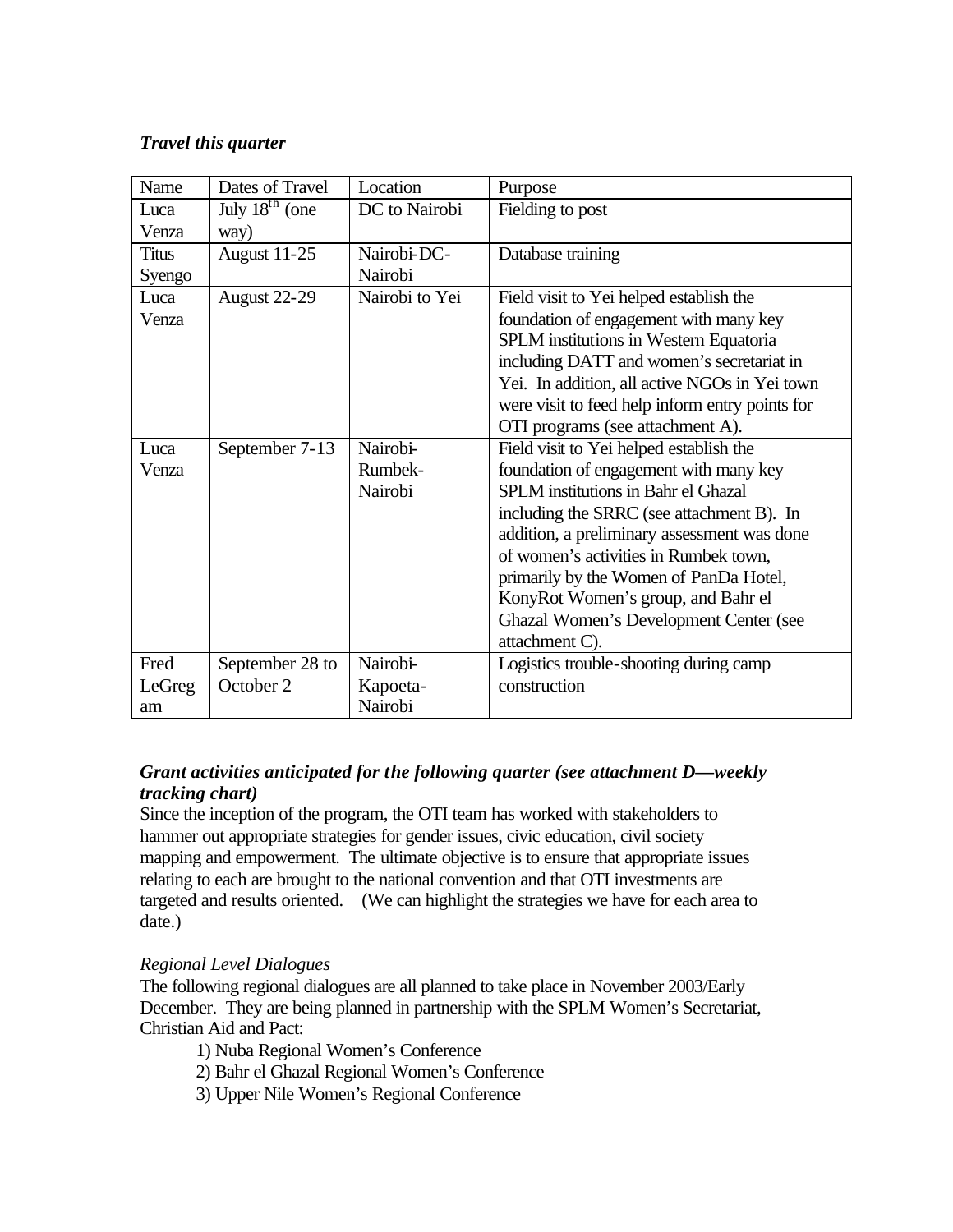***Travel this quarter***

| Name | Dates of Travel | Location | Purpose |
|---|---|---|---|
| Luca Venza | July 18th (one way) | DC to Nairobi | Fielding to post |
| Titus Syengo | August 11-25 | Nairobi-DC-Nairobi | Database training |
| Luca Venza | August 22-29 | Nairobi to Yei | Field visit to Yei helped establish the foundation of engagement with many key SPLM institutions in Western Equatoria including DATT and women's secretariat in Yei. In addition, all active NGOs in Yei town were visit to feed help inform entry points for OTI programs (see attachment A). |
| Luca Venza | September 7-13 | Nairobi-Rumbek-Nairobi | Field visit to Yei helped establish the foundation of engagement with many key SPLM institutions in Bahr el Ghazal including the SRRC (see attachment B). In addition, a preliminary assessment was done of women's activities in Rumbek town, primarily by the Women of PanDa Hotel, KonyRot Women's group, and Bahr el Ghazal Women's Development Center (see attachment C). |
| Fred LeGregam | September 28 to October 2 | Nairobi-Kapoeta-Nairobi | Logistics trouble-shooting during camp construction |

***Grant activities anticipated for the following quarter (see attachment D—weekly tracking chart)***

Since the inception of the program, the OTI team has worked with stakeholders to hammer out appropriate strategies for gender issues, civic education, civil society mapping and empowerment. The ultimate objective is to ensure that appropriate issues relating to each are brought to the national convention and that OTI investments are targeted and results oriented. (We can highlight the strategies we have for each area to date.)

*Regional Level Dialogues*

The following regional dialogues are all planned to take place in November 2003/Early December. They are being planned in partnership with the SPLM Women's Secretariat, Christian Aid and Pact:

1) Nuba Regional Women's Conference
2) Bahr el Ghazal Regional Women's Conference
3) Upper Nile Women's Regional Conference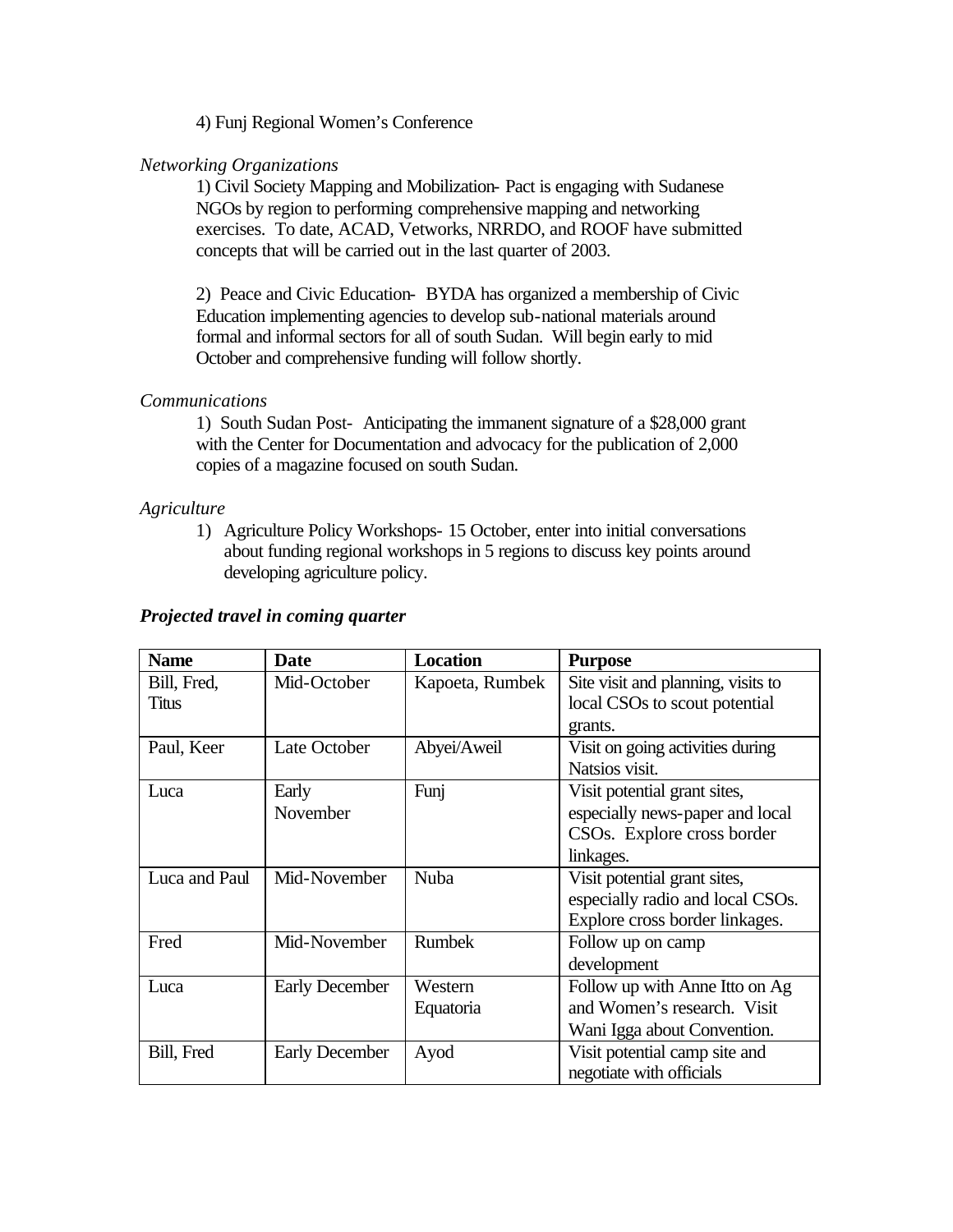4) Funj Regional Women's Conference

*Networking Organizations*

1) Civil Society Mapping and Mobilization- Pact is engaging with Sudanese NGOs by region to performing comprehensive mapping and networking exercises. To date, ACAD, Vetworks, NRRDO, and ROOF have submitted concepts that will be carried out in the last quarter of 2003.

2) Peace and Civic Education- BYDA has organized a membership of Civic Education implementing agencies to develop sub-national materials around formal and informal sectors for all of south Sudan. Will begin early to mid October and comprehensive funding will follow shortly.

*Communications*

1) South Sudan Post- Anticipating the immanent signature of a $28,000 grant with the Center for Documentation and advocacy for the publication of 2,000 copies of a magazine focused on south Sudan.

*Agriculture*

1) Agriculture Policy Workshops- 15 October, enter into initial conversations about funding regional workshops in 5 regions to discuss key points around developing agriculture policy.

***Projected travel in coming quarter***

| Name | Date | Location | Purpose |
|---|---|---|---|
| Bill, Fred, Titus | Mid-October | Kapoeta, Rumbek | Site visit and planning, visits to local CSOs to scout potential grants. |
| Paul, Keer | Late October | Abyei/Aweil | Visit on going activities during Natsios visit. |
| Luca | Early November | Funj | Visit potential grant sites, especially news-paper and local CSOs. Explore cross border linkages. |
| Luca and Paul | Mid-November | Nuba | Visit potential grant sites, especially radio and local CSOs. Explore cross border linkages. |
| Fred | Mid-November | Rumbek | Follow up on camp development |
| Luca | Early December | Western Equatoria | Follow up with Anne Itto on Ag and Women's research. Visit Wani Igga about Convention. |
| Bill, Fred | Early December | Ayod | Visit potential camp site and negotiate with officials |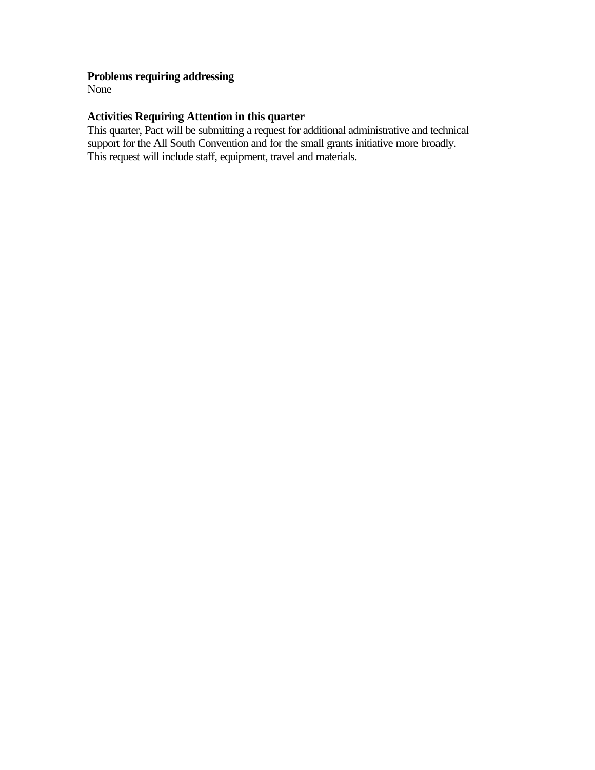**Problems requiring addressing**
None

**Activities Requiring Attention in this quarter**
This quarter, Pact will be submitting a request for additional administrative and technical support for the All South Convention and for the small grants initiative more broadly. This request will include staff, equipment, travel and materials.